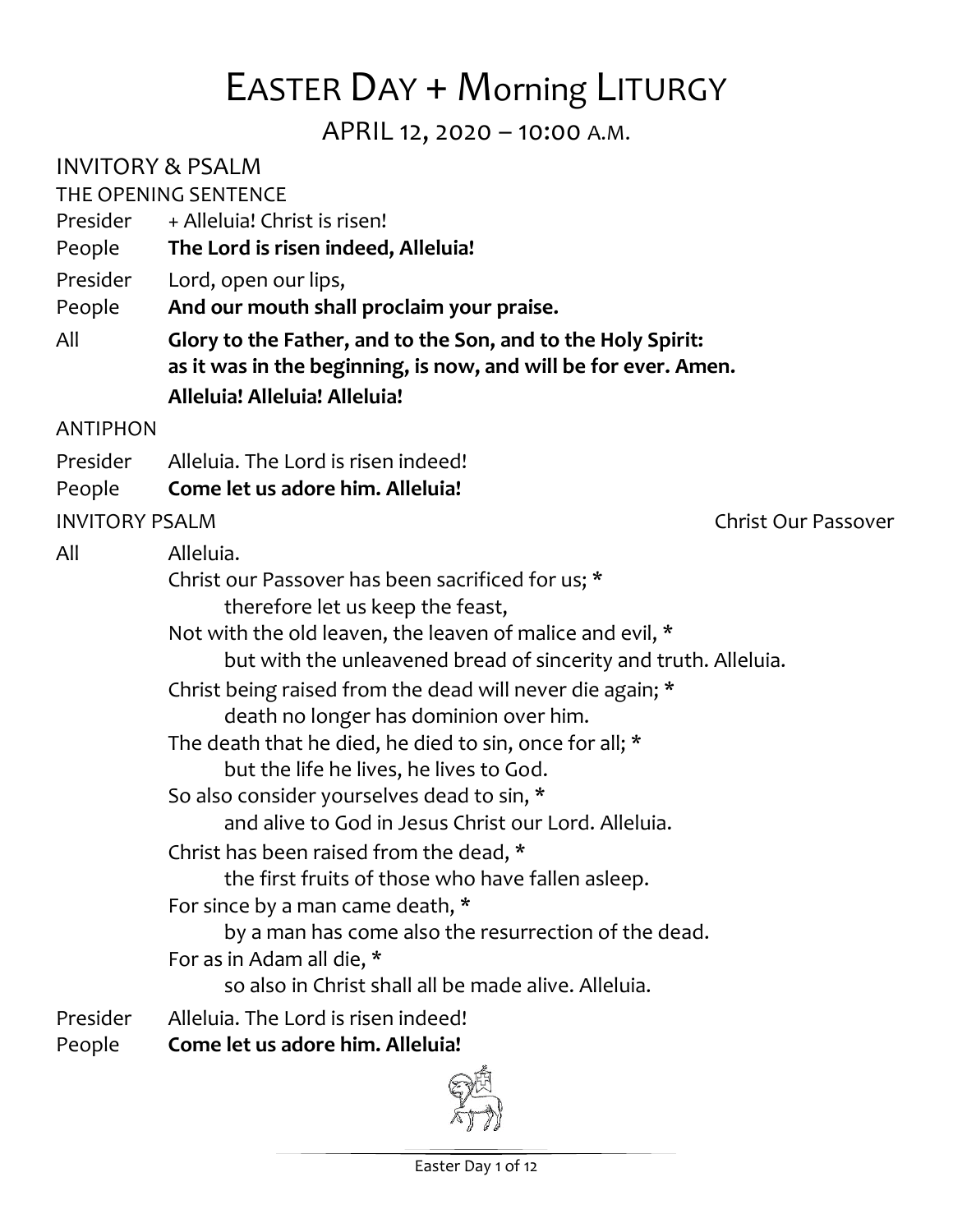# EASTER DAY + Morning LITURGY

APRIL 12, 2020 – 10:00 A.M.

## INVITORY & PSALM

### THE OPENING SENTENCE

Presider + Alleluia! Christ is risen!

People **The Lord is risen indeed, Alleluia!**

Presider Lord, open our lips,

People **And our mouth shall proclaim your praise.**

All **Glory to the Father, and to the Son, and to the Holy Spirit:
as it was in the beginning, is now, and will be for ever. Amen.
Alleluia! Alleluia! Alleluia!**

### ANTIPHON

Presider Alleluia. The Lord is risen indeed!

People **Come let us adore him. Alleluia!**

### INVITORY PSALM — Christ Our Passover

All Alleluia.

Christ our Passover has been sacrificed for us; *
  therefore let us keep the feast,
Not with the old leaven, the leaven of malice and evil, *
  but with the unleavened bread of sincerity and truth. Alleluia.

Christ being raised from the dead will never die again; *
  death no longer has dominion over him.
The death that he died, he died to sin, once for all; *
  but the life he lives, he lives to God.
So also consider yourselves dead to sin, *
  and alive to God in Jesus Christ our Lord. Alleluia.

Christ has been raised from the dead, *
  the first fruits of those who have fallen asleep.
For since by a man came death, *
  by a man has come also the resurrection of the dead.
For as in Adam all die, *
  so also in Christ shall all be made alive. Alleluia.

Presider Alleluia. The Lord is risen indeed!

People **Come let us adore him. Alleluia!**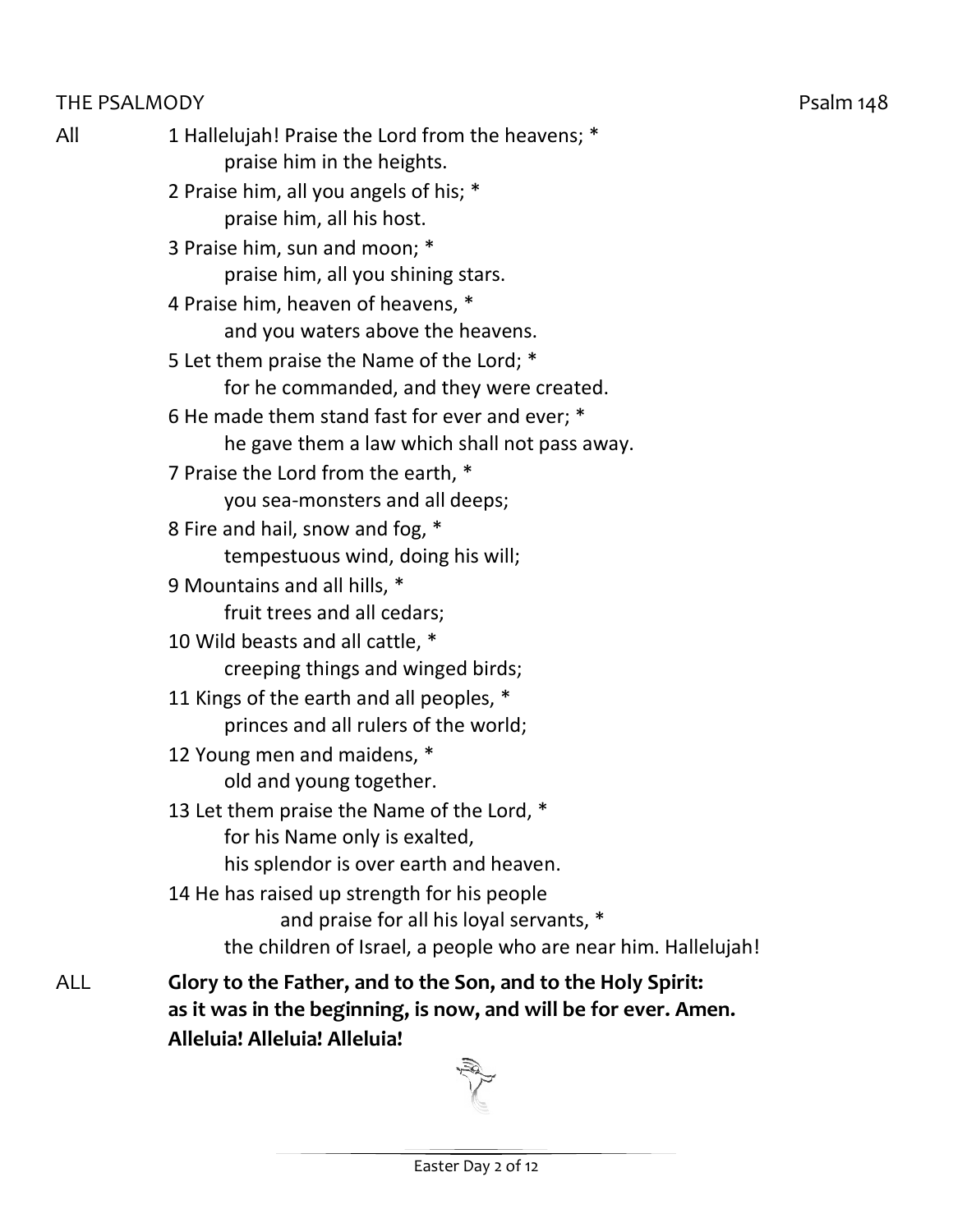THE PSALMODY Psalm 148

All

1 Hallelujah! Praise the Lord from the heavens; *
praise him in the heights.

2 Praise him, all you angels of his; *
praise him, all his host.

3 Praise him, sun and moon; *
praise him, all you shining stars.

4 Praise him, heaven of heavens, *
and you waters above the heavens.

5 Let them praise the Name of the Lord; *
for he commanded, and they were created.

6 He made them stand fast for ever and ever; *
he gave them a law which shall not pass away.

7 Praise the Lord from the earth, *
you sea-monsters and all deeps;

8 Fire and hail, snow and fog, *
tempestuous wind, doing his will;

9 Mountains and all hills, *
fruit trees and all cedars;

10 Wild beasts and all cattle, *
creeping things and winged birds;

11 Kings of the earth and all peoples, *
princes and all rulers of the world;

12 Young men and maidens, *
old and young together.

13 Let them praise the Name of the Lord, *
for his Name only is exalted,
his splendor is over earth and heaven.

14 He has raised up strength for his people
and praise for all his loyal servants, *
the children of Israel, a people who are near him. Hallelujah!

ALL **Glory to the Father, and to the Son, and to the Holy Spirit:**
**as it was in the beginning, is now, and will be for ever. Amen.**
**Alleluia! Alleluia! Alleluia!**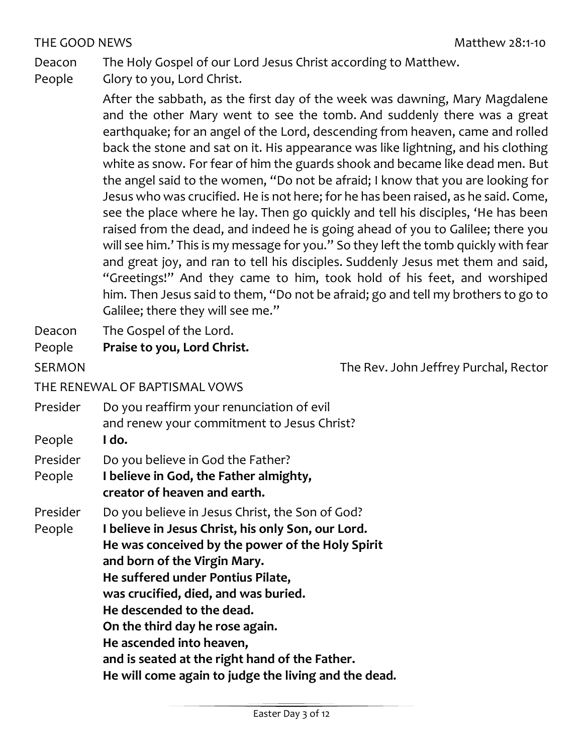THE GOOD NEWS Matthew 28:1-10

Deacon The Holy Gospel of our Lord Jesus Christ according to Matthew.

People Glory to you, Lord Christ.

After the sabbath, as the first day of the week was dawning, Mary Magdalene and the other Mary went to see the tomb. And suddenly there was a great earthquake; for an angel of the Lord, descending from heaven, came and rolled back the stone and sat on it. His appearance was like lightning, and his clothing white as snow. For fear of him the guards shook and became like dead men. But the angel said to the women, "Do not be afraid; I know that you are looking for Jesus who was crucified. He is not here; for he has been raised, as he said. Come, see the place where he lay. Then go quickly and tell his disciples, 'He has been raised from the dead, and indeed he is going ahead of you to Galilee; there you will see him.' This is my message for you." So they left the tomb quickly with fear and great joy, and ran to tell his disciples. Suddenly Jesus met them and said, "Greetings!" And they came to him, took hold of his feet, and worshiped him. Then Jesus said to them, "Do not be afraid; go and tell my brothers to go to Galilee; there they will see me."

Deacon The Gospel of the Lord.

People **Praise to you, Lord Christ.**

SERMON The Rev. John Jeffrey Purchal, Rector

THE RENEWAL OF BAPTISMAL VOWS

Presider Do you reaffirm your renunciation of evil
and renew your commitment to Jesus Christ?

People **I do.**

Presider Do you believe in God the Father?

People **I believe in God, the Father almighty,**
**creator of heaven and earth.**

Presider Do you believe in Jesus Christ, the Son of God?

People **I believe in Jesus Christ, his only Son, our Lord.**
**He was conceived by the power of the Holy Spirit**
**and born of the Virgin Mary.**
**He suffered under Pontius Pilate,**
**was crucified, died, and was buried.**
**He descended to the dead.**
**On the third day he rose again.**
**He ascended into heaven,**
**and is seated at the right hand of the Father.**
**He will come again to judge the living and the dead.**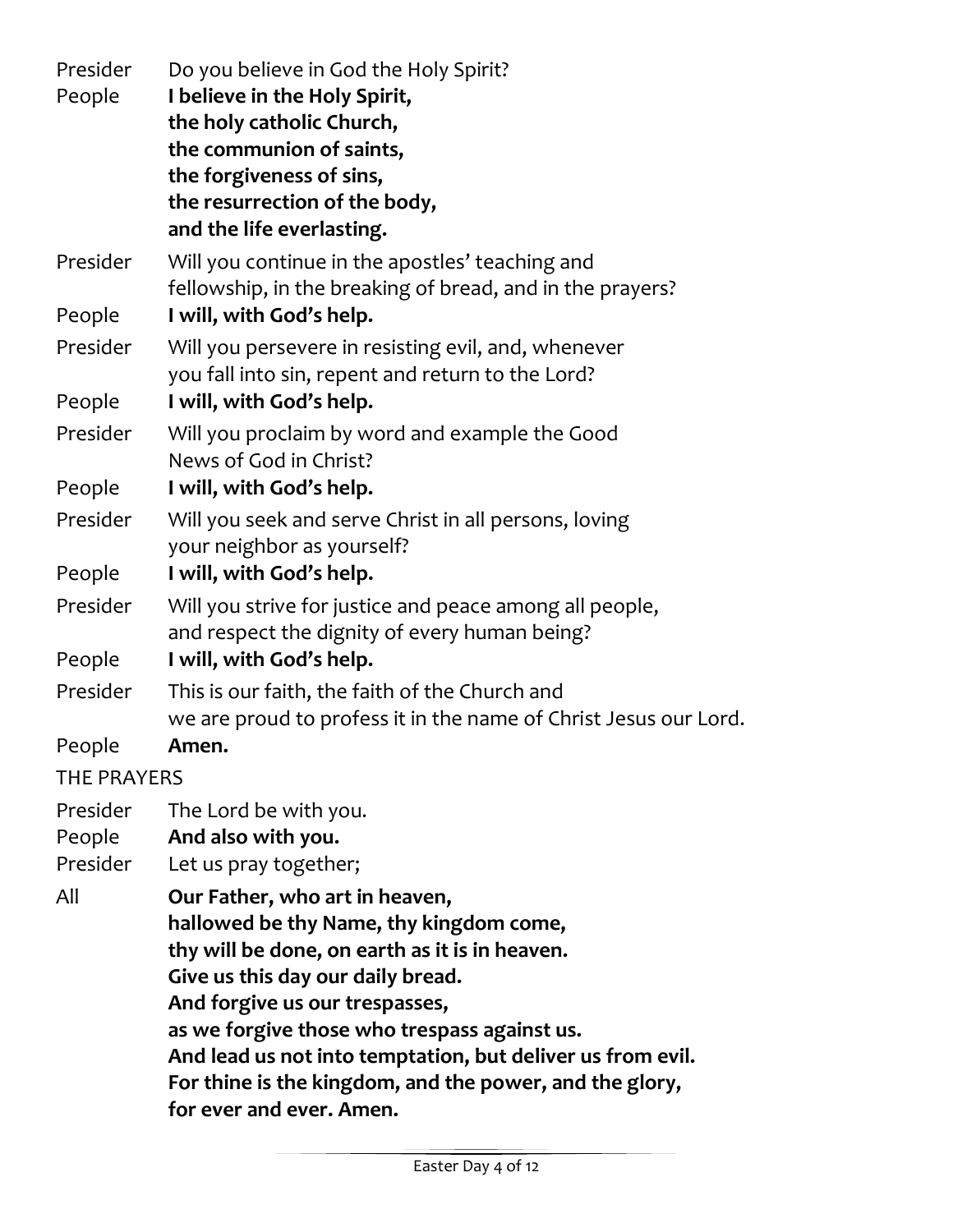Presider Do you believe in God the Holy Spirit?

People **I believe in the Holy Spirit,**
**the holy catholic Church,**
**the communion of saints,**
**the forgiveness of sins,**
**the resurrection of the body,**
**and the life everlasting.**

Presider Will you continue in the apostles' teaching and fellowship, in the breaking of bread, and in the prayers?

People **I will, with God's help.**

Presider Will you persevere in resisting evil, and, whenever you fall into sin, repent and return to the Lord?

People **I will, with God's help.**

Presider Will you proclaim by word and example the Good News of God in Christ?

People **I will, with God's help.**

Presider Will you seek and serve Christ in all persons, loving your neighbor as yourself?

People **I will, with God's help.**

Presider Will you strive for justice and peace among all people, and respect the dignity of every human being?

People **I will, with God's help.**

Presider This is our faith, the faith of the Church and we are proud to profess it in the name of Christ Jesus our Lord.

People **Amen.**

THE PRAYERS

Presider The Lord be with you.

People **And also with you.**

Presider Let us pray together;

All **Our Father, who art in heaven,**
**hallowed be thy Name, thy kingdom come,**
**thy will be done, on earth as it is in heaven.**
**Give us this day our daily bread.**
**And forgive us our trespasses,**
**as we forgive those who trespass against us.**
**And lead us not into temptation, but deliver us from evil.**
**For thine is the kingdom, and the power, and the glory,**
**for ever and ever. Amen.**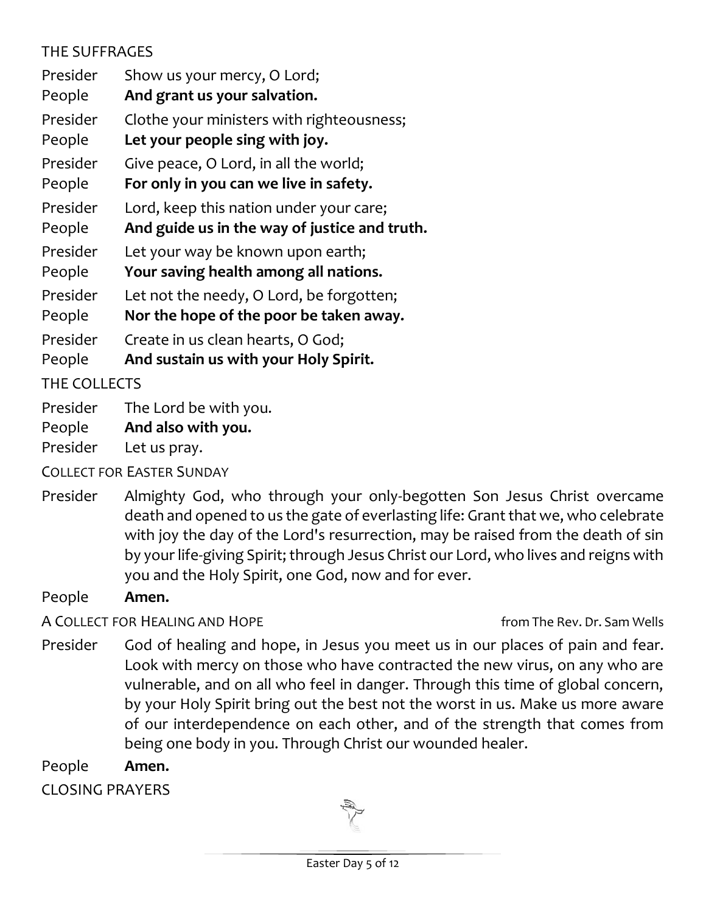## THE SUFFRAGES

Presider Show us your mercy, O Lord;
People **And grant us your salvation.**

Presider Clothe your ministers with righteousness;
People **Let your people sing with joy.**

Presider Give peace, O Lord, in all the world;
People **For only in you can we live in safety.**

Presider Lord, keep this nation under your care;
People **And guide us in the way of justice and truth.**

Presider Let your way be known upon earth;
People **Your saving health among all nations.**

Presider Let not the needy, O Lord, be forgotten;
People **Nor the hope of the poor be taken away.**

Presider Create in us clean hearts, O God;
People **And sustain us with your Holy Spirit.**

## THE COLLECTS

Presider The Lord be with you.
People **And also with you.**
Presider Let us pray.

### COLLECT FOR EASTER SUNDAY

Presider Almighty God, who through your only-begotten Son Jesus Christ overcame death and opened to us the gate of everlasting life: Grant that we, who celebrate with joy the day of the Lord's resurrection, may be raised from the death of sin by your life-giving Spirit; through Jesus Christ our Lord, who lives and reigns with you and the Holy Spirit, one God, now and for ever.

People **Amen.**

### A COLLECT FOR HEALING AND HOPE

from The Rev. Dr. Sam Wells

Presider God of healing and hope, in Jesus you meet us in our places of pain and fear. Look with mercy on those who have contracted the new virus, on any who are vulnerable, and on all who feel in danger. Through this time of global concern, by your Holy Spirit bring out the best not the worst in us. Make us more aware of our interdependence on each other, and of the strength that comes from being one body in you. Through Christ our wounded healer.

People **Amen.**

## CLOSING PRAYERS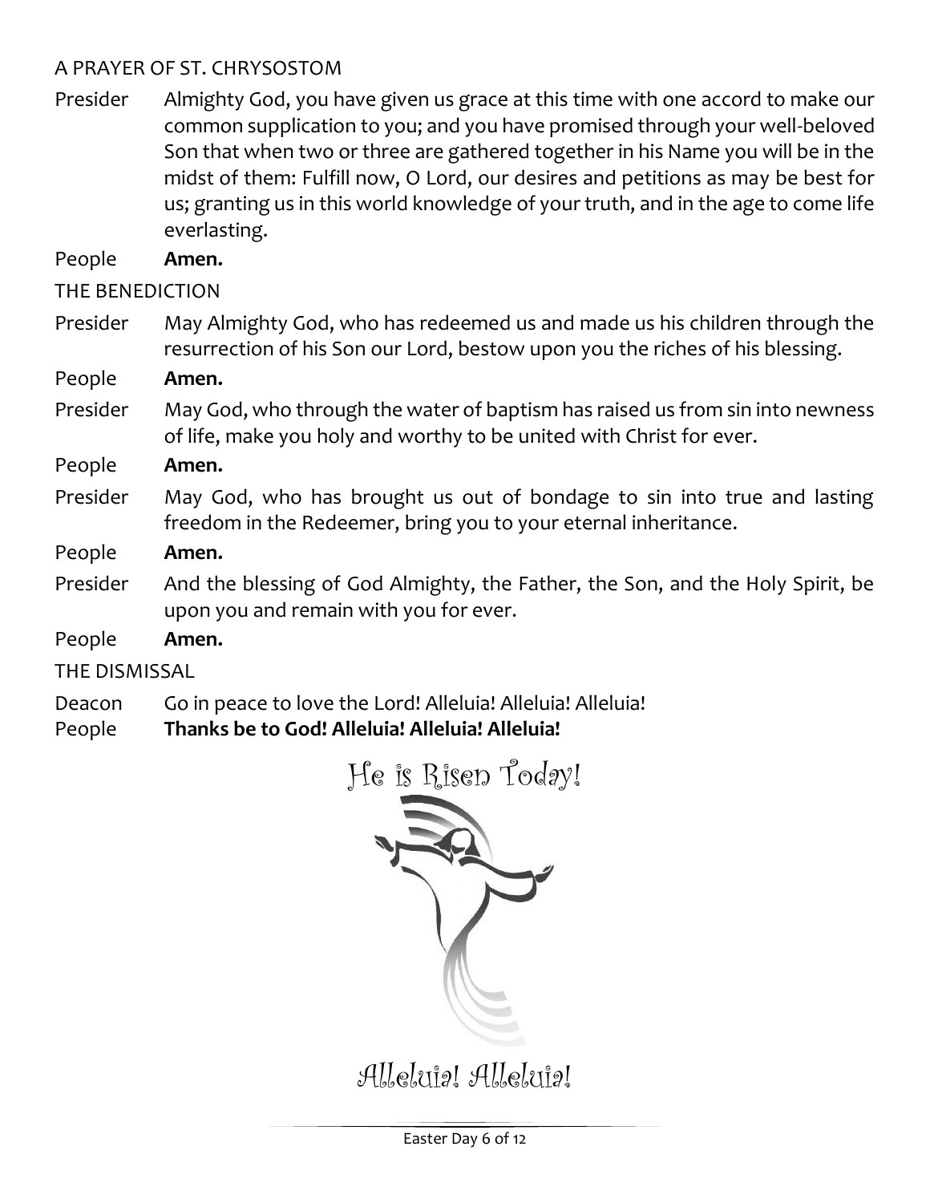## A PRAYER OF ST. CHRYSOSTOM

Presider Almighty God, you have given us grace at this time with one accord to make our common supplication to you; and you have promised through your well-beloved Son that when two or three are gathered together in his Name you will be in the midst of them: Fulfill now, O Lord, our desires and petitions as may be best for us; granting us in this world knowledge of your truth, and in the age to come life everlasting.

People **Amen.**

## THE BENEDICTION

Presider May Almighty God, who has redeemed us and made us his children through the resurrection of his Son our Lord, bestow upon you the riches of his blessing.

People **Amen.**

Presider May God, who through the water of baptism has raised us from sin into newness of life, make you holy and worthy to be united with Christ for ever.

People **Amen.**

Presider May God, who has brought us out of bondage to sin into true and lasting freedom in the Redeemer, bring you to your eternal inheritance.

People **Amen.**

Presider And the blessing of God Almighty, the Father, the Son, and the Holy Spirit, be upon you and remain with you for ever.

People **Amen.**

## THE DISMISSAL

Deacon Go in peace to love the Lord! Alleluia! Alleluia! Alleluia!

People **Thanks be to God! Alleluia! Alleluia! Alleluia!**

He is Risen Today!

Alleluia! Alleluia!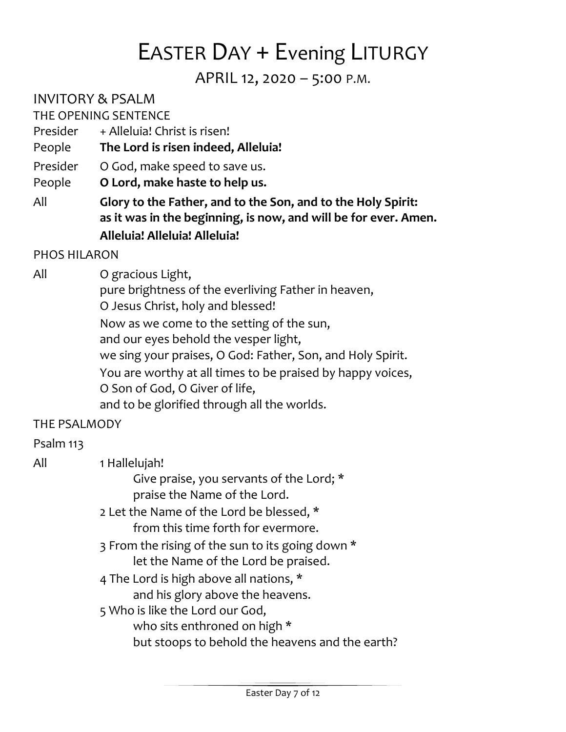# EASTER DAY + Evening LITURGY

APRIL 12, 2020 – 5:00 P.M.

## INVITORY & PSALM

### THE OPENING SENTENCE

Presider + Alleluia! Christ is risen!

People **The Lord is risen indeed, Alleluia!**

Presider O God, make speed to save us.

People **O Lord, make haste to help us.**

All **Glory to the Father, and to the Son, and to the Holy Spirit:**
**as it was in the beginning, is now, and will be for ever. Amen.**
**Alleluia! Alleluia! Alleluia!**

### PHOS HILARON

All O gracious Light,
pure brightness of the everliving Father in heaven,
O Jesus Christ, holy and blessed!
Now as we come to the setting of the sun,
and our eyes behold the vesper light,
we sing your praises, O God: Father, Son, and Holy Spirit.
You are worthy at all times to be praised by happy voices,
O Son of God, O Giver of life,
and to be glorified through all the worlds.

### THE PSALMODY

Psalm 113

All 1 Hallelujah!
Give praise, you servants of the Lord; *
praise the Name of the Lord.

2 Let the Name of the Lord be blessed, *
from this time forth for evermore.

3 From the rising of the sun to its going down *
let the Name of the Lord be praised.

4 The Lord is high above all nations, *
and his glory above the heavens.

5 Who is like the Lord our God,
who sits enthroned on high *
but stoops to behold the heavens and the earth?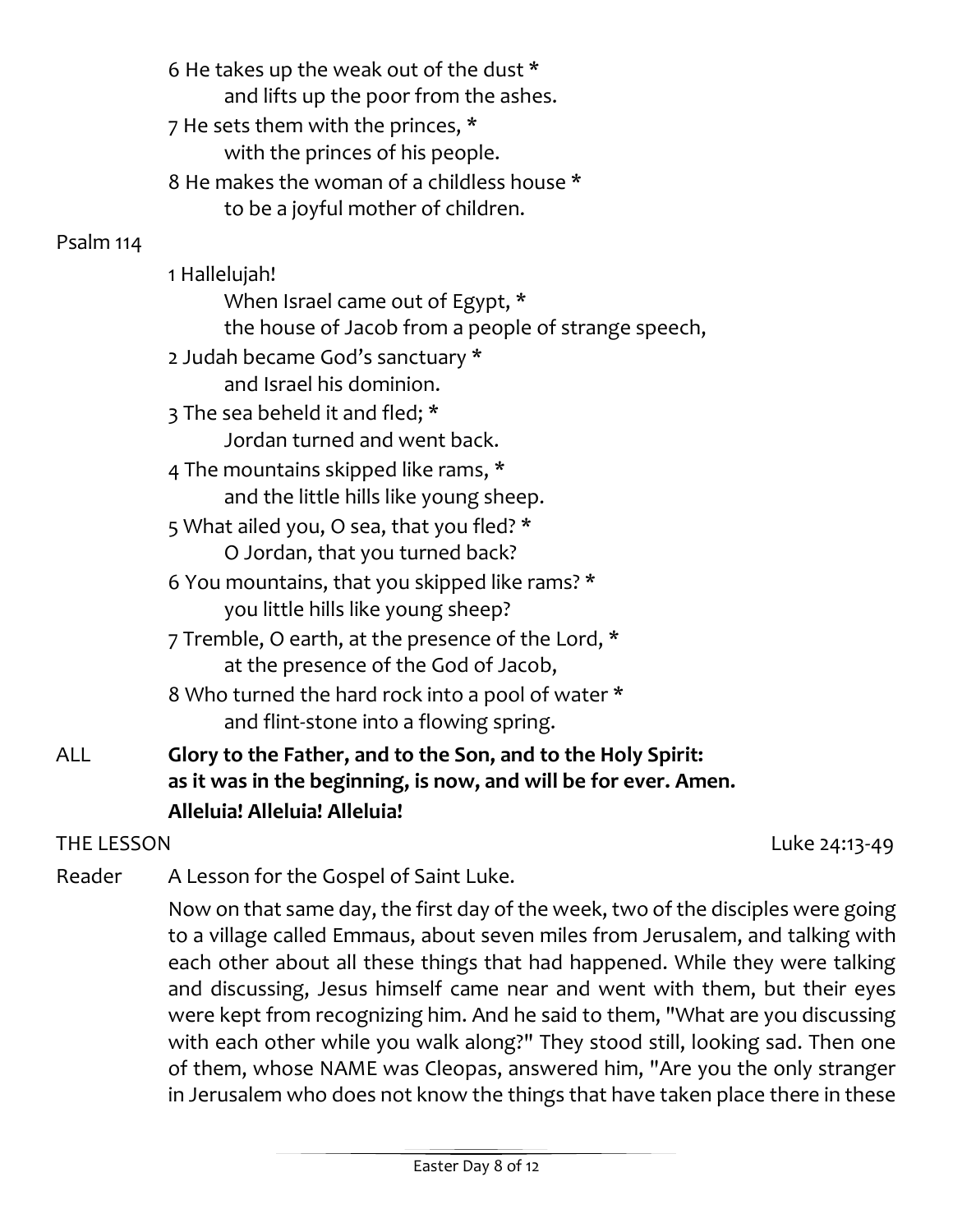6 He takes up the weak out of the dust *
  and lifts up the poor from the ashes.

7 He sets them with the princes, *
  with the princes of his people.

8 He makes the woman of a childless house *
  to be a joyful mother of children.

Psalm 114

1 Hallelujah!
  When Israel came out of Egypt, *
  the house of Jacob from a people of strange speech,

2 Judah became God's sanctuary *
  and Israel his dominion.

3 The sea beheld it and fled; *
  Jordan turned and went back.

4 The mountains skipped like rams, *
  and the little hills like young sheep.

5 What ailed you, O sea, that you fled? *
  O Jordan, that you turned back?

6 You mountains, that you skipped like rams? *
  you little hills like young sheep?

7 Tremble, O earth, at the presence of the Lord, *
  at the presence of the God of Jacob,

8 Who turned the hard rock into a pool of water *
  and flint-stone into a flowing spring.

ALL **Glory to the Father, and to the Son, and to the Holy Spirit:**
**as it was in the beginning, is now, and will be for ever. Amen.**
**Alleluia! Alleluia! Alleluia!**

THE LESSON — Luke 24:13-49

Reader A Lesson for the Gospel of Saint Luke.

Now on that same day, the first day of the week, two of the disciples were going to a village called Emmaus, about seven miles from Jerusalem, and talking with each other about all these things that had happened. While they were talking and discussing, Jesus himself came near and went with them, but their eyes were kept from recognizing him. And he said to them, "What are you discussing with each other while you walk along?" They stood still, looking sad. Then one of them, whose NAME was Cleopas, answered him, "Are you the only stranger in Jerusalem who does not know the things that have taken place there in these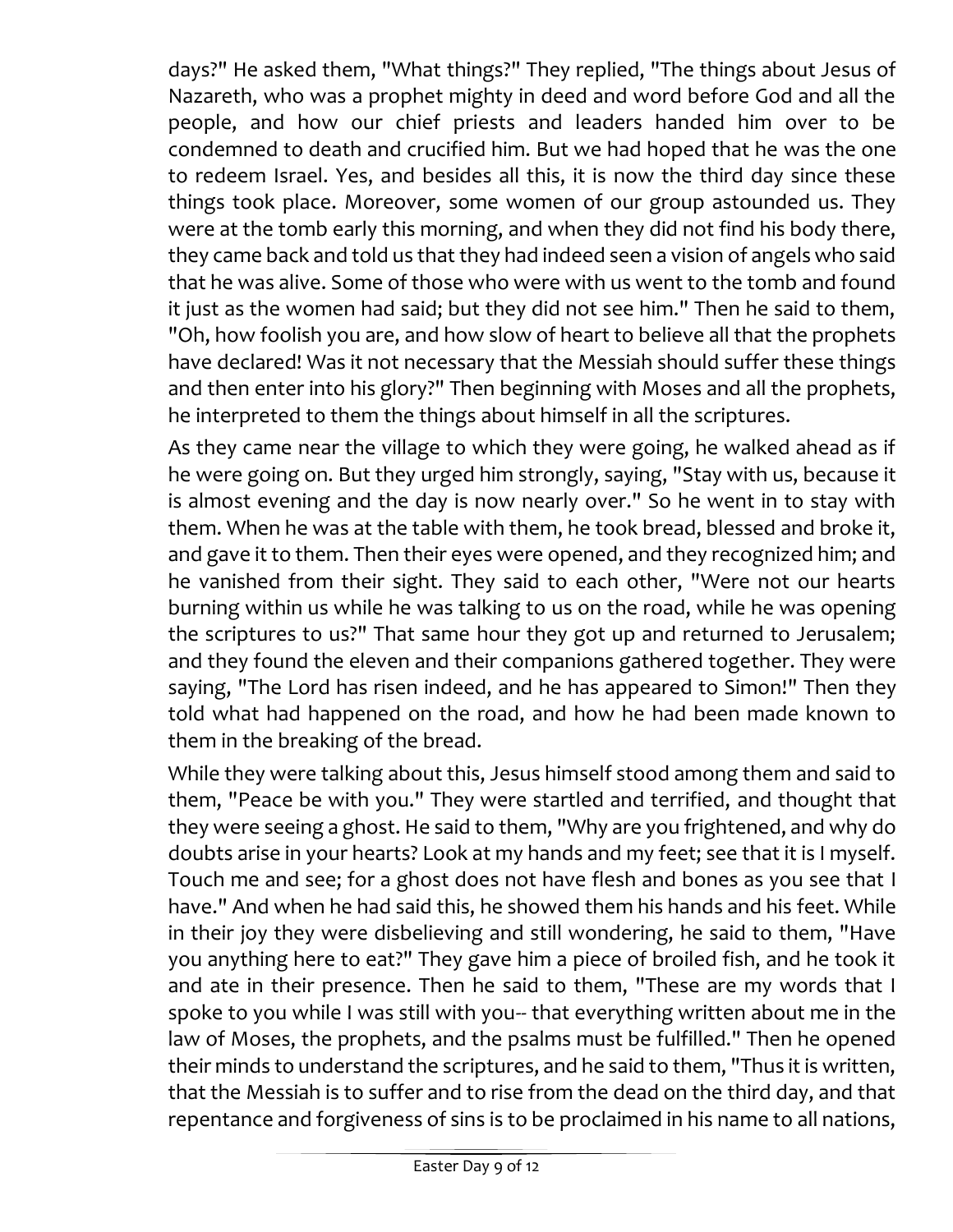days?" He asked them, "What things?" They replied, "The things about Jesus of Nazareth, who was a prophet mighty in deed and word before God and all the people, and how our chief priests and leaders handed him over to be condemned to death and crucified him. But we had hoped that he was the one to redeem Israel. Yes, and besides all this, it is now the third day since these things took place. Moreover, some women of our group astounded us. They were at the tomb early this morning, and when they did not find his body there, they came back and told us that they had indeed seen a vision of angels who said that he was alive. Some of those who were with us went to the tomb and found it just as the women had said; but they did not see him." Then he said to them, "Oh, how foolish you are, and how slow of heart to believe all that the prophets have declared! Was it not necessary that the Messiah should suffer these things and then enter into his glory?" Then beginning with Moses and all the prophets, he interpreted to them the things about himself in all the scriptures.

As they came near the village to which they were going, he walked ahead as if he were going on. But they urged him strongly, saying, "Stay with us, because it is almost evening and the day is now nearly over." So he went in to stay with them. When he was at the table with them, he took bread, blessed and broke it, and gave it to them. Then their eyes were opened, and they recognized him; and he vanished from their sight. They said to each other, "Were not our hearts burning within us while he was talking to us on the road, while he was opening the scriptures to us?" That same hour they got up and returned to Jerusalem; and they found the eleven and their companions gathered together. They were saying, "The Lord has risen indeed, and he has appeared to Simon!" Then they told what had happened on the road, and how he had been made known to them in the breaking of the bread.

While they were talking about this, Jesus himself stood among them and said to them, "Peace be with you." They were startled and terrified, and thought that they were seeing a ghost. He said to them, "Why are you frightened, and why do doubts arise in your hearts? Look at my hands and my feet; see that it is I myself. Touch me and see; for a ghost does not have flesh and bones as you see that I have." And when he had said this, he showed them his hands and his feet. While in their joy they were disbelieving and still wondering, he said to them, "Have you anything here to eat?" They gave him a piece of broiled fish, and he took it and ate in their presence. Then he said to them, "These are my words that I spoke to you while I was still with you-- that everything written about me in the law of Moses, the prophets, and the psalms must be fulfilled." Then he opened their minds to understand the scriptures, and he said to them, "Thus it is written, that the Messiah is to suffer and to rise from the dead on the third day, and that repentance and forgiveness of sins is to be proclaimed in his name to all nations,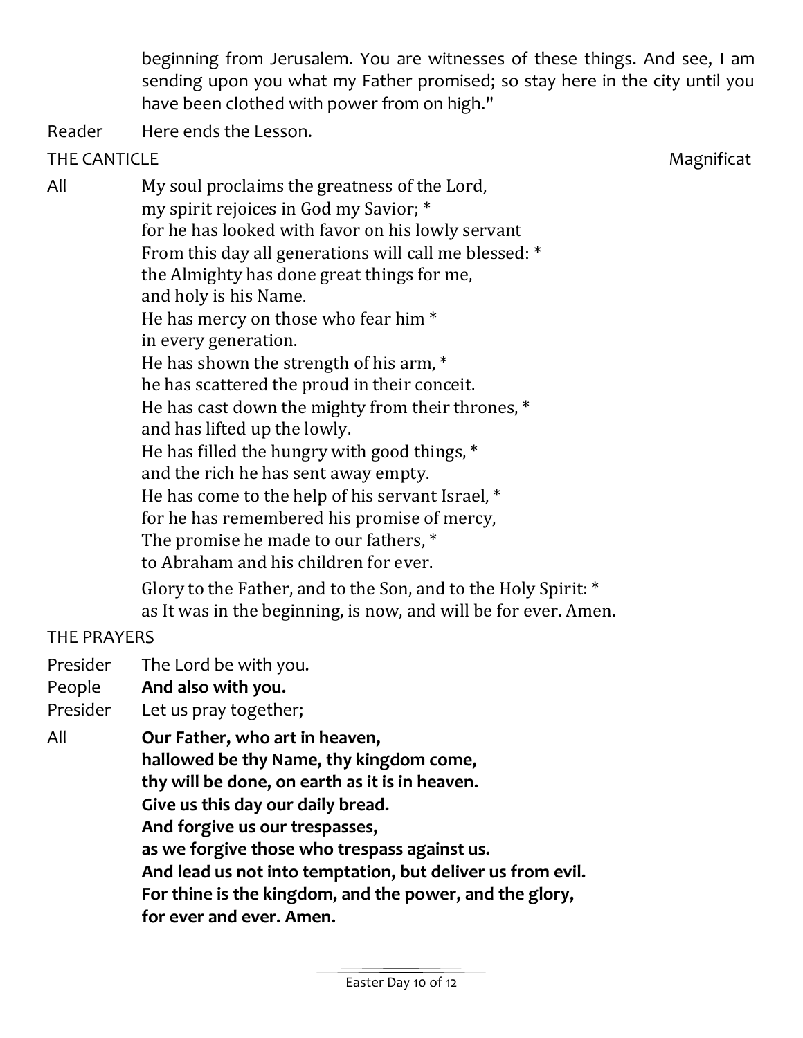beginning from Jerusalem. You are witnesses of these things. And see, I am sending upon you what my Father promised; so stay here in the city until you have been clothed with power from on high."

Reader Here ends the Lesson.

THE CANTICLE Magnificat

All My soul proclaims the greatness of the Lord,
my spirit rejoices in God my Savior; *
for he has looked with favor on his lowly servant
From this day all generations will call me blessed: *
the Almighty has done great things for me,
and holy is his Name.
He has mercy on those who fear him *
in every generation.
He has shown the strength of his arm, *
he has scattered the proud in their conceit.
He has cast down the mighty from their thrones, *
and has lifted up the lowly.
He has filled the hungry with good things, *
and the rich he has sent away empty.
He has come to the help of his servant Israel, *
for he has remembered his promise of mercy,
The promise he made to our fathers, *
to Abraham and his children for ever.
Glory to the Father, and to the Son, and to the Holy Spirit: *
as It was in the beginning, is now, and will be for ever. Amen.

THE PRAYERS

Presider The Lord be with you.
People **And also with you.**
Presider Let us pray together;
All **Our Father, who art in heaven,
hallowed be thy Name, thy kingdom come,
thy will be done, on earth as it is in heaven.
Give us this day our daily bread.
And forgive us our trespasses,
as we forgive those who trespass against us.
And lead us not into temptation, but deliver us from evil.
For thine is the kingdom, and the power, and the glory,
for ever and ever. Amen.**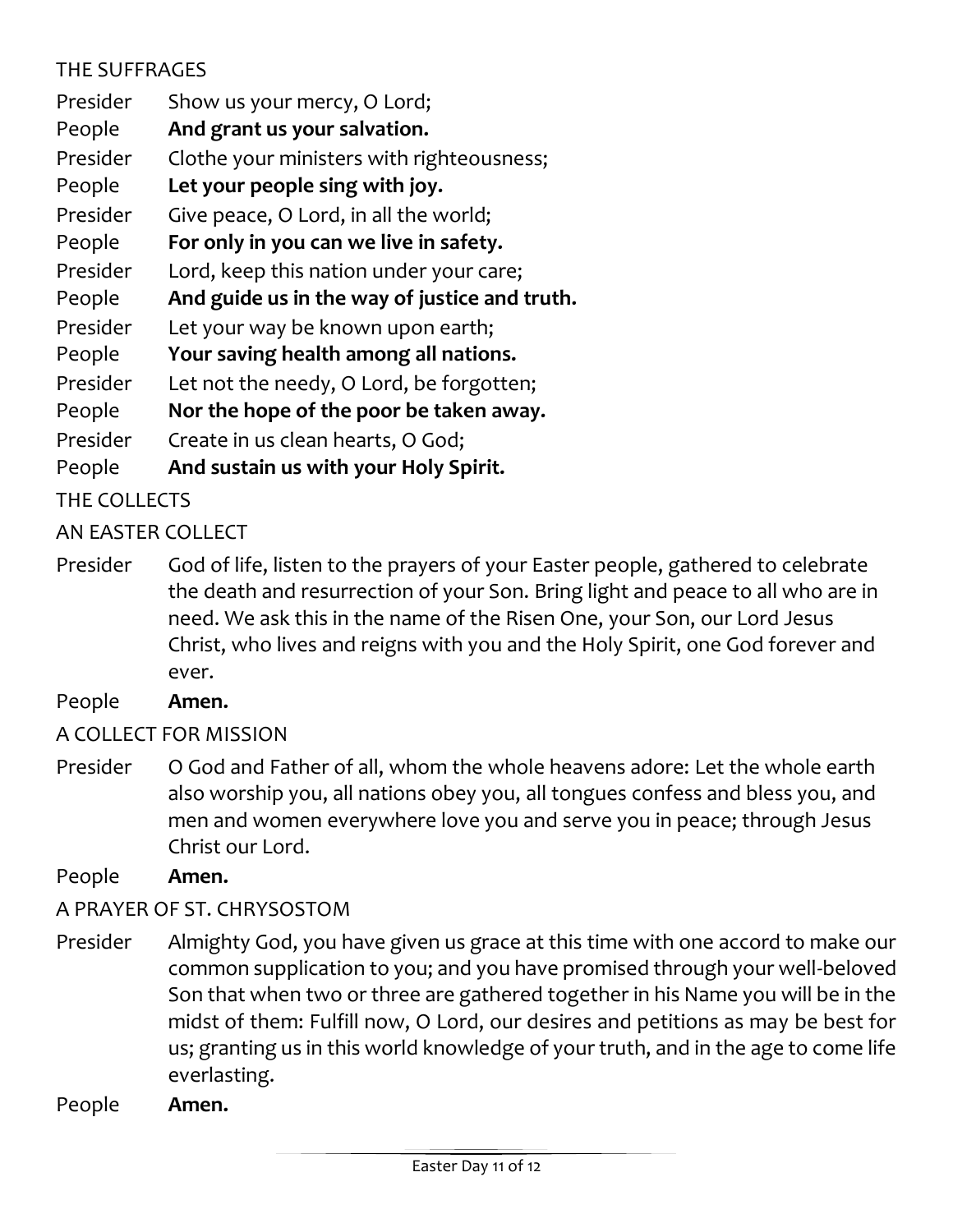## THE SUFFRAGES

Presider Show us your mercy, O Lord;

People **And grant us your salvation.**

Presider Clothe your ministers with righteousness;

People **Let your people sing with joy.**

Presider Give peace, O Lord, in all the world;

People **For only in you can we live in safety.**

Presider Lord, keep this nation under your care;

People **And guide us in the way of justice and truth.**

Presider Let your way be known upon earth;

People **Your saving health among all nations.**

Presider Let not the needy, O Lord, be forgotten;

People **Nor the hope of the poor be taken away.**

Presider Create in us clean hearts, O God;

People **And sustain us with your Holy Spirit.**

## THE COLLECTS

### AN EASTER COLLECT

Presider God of life, listen to the prayers of your Easter people, gathered to celebrate the death and resurrection of your Son. Bring light and peace to all who are in need. We ask this in the name of the Risen One, your Son, our Lord Jesus Christ, who lives and reigns with you and the Holy Spirit, one God forever and ever.

People **Amen.**

### A COLLECT FOR MISSION

Presider O God and Father of all, whom the whole heavens adore: Let the whole earth also worship you, all nations obey you, all tongues confess and bless you, and men and women everywhere love you and serve you in peace; through Jesus Christ our Lord.

People **Amen.**

### A PRAYER OF ST. CHRYSOSTOM

Presider Almighty God, you have given us grace at this time with one accord to make our common supplication to you; and you have promised through your well-beloved Son that when two or three are gathered together in his Name you will be in the midst of them: Fulfill now, O Lord, our desires and petitions as may be best for us; granting us in this world knowledge of your truth, and in the age to come life everlasting.

People **Amen.**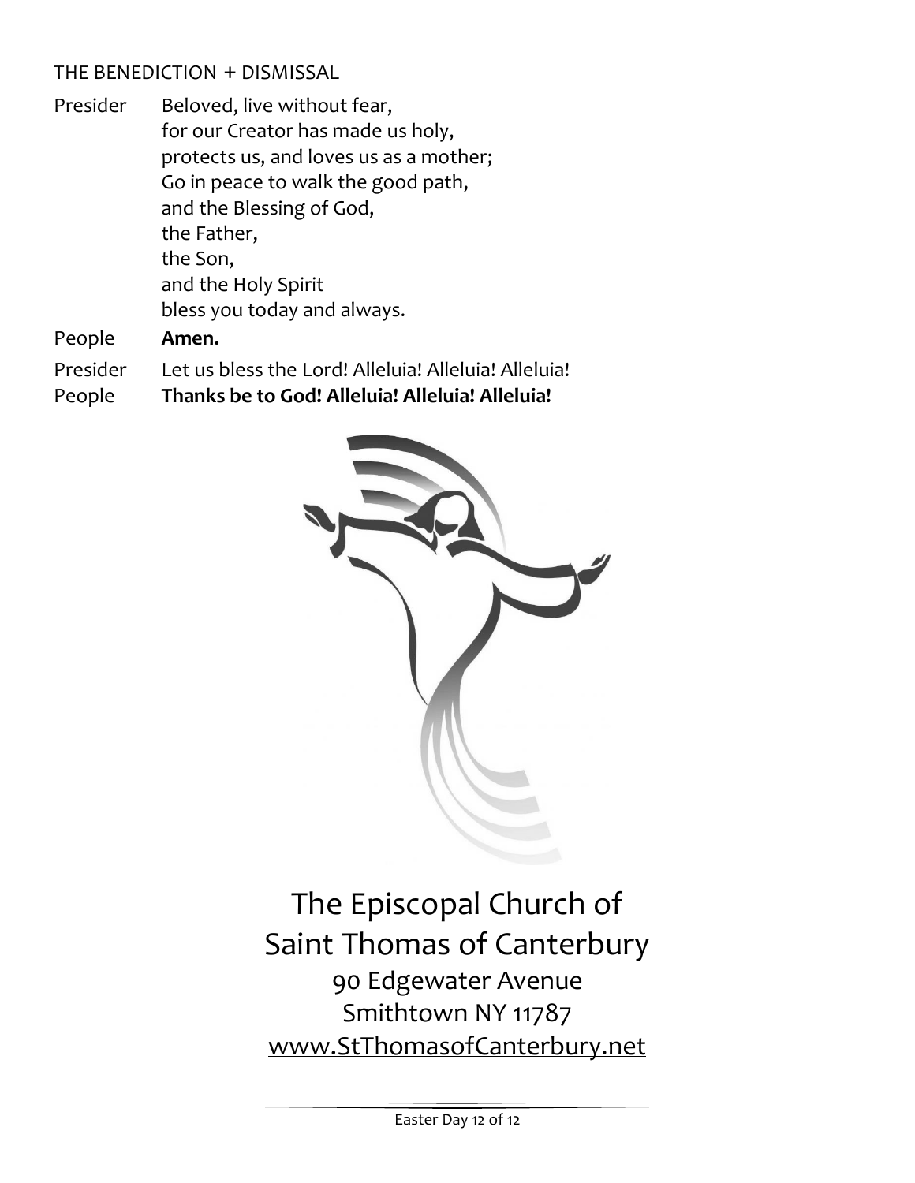THE BENEDICTION + DISMISSAL

Presider Beloved, live without fear,
for our Creator has made us holy,
protects us, and loves us as a mother;
Go in peace to walk the good path,
and the Blessing of God,
the Father,
the Son,
and the Holy Spirit
bless you today and always.

People **Amen.**

Presider Let us bless the Lord! Alleluia! Alleluia! Alleluia!

People **Thanks be to God! Alleluia! Alleluia! Alleluia!**

The Episcopal Church of
Saint Thomas of Canterbury
90 Edgewater Avenue
Smithtown NY 11787
www.StThomasofCanterbury.net